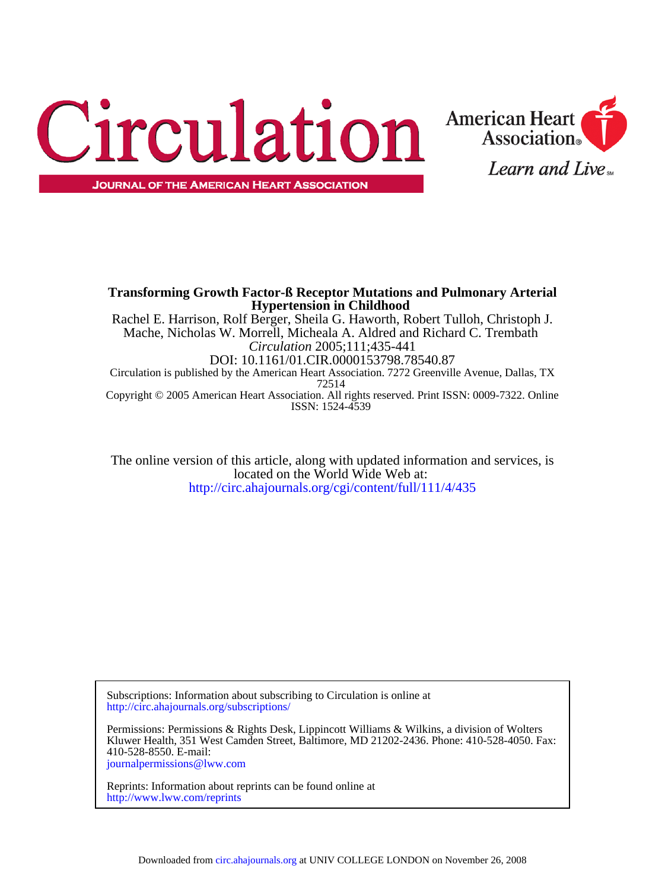# Circulation

JOURNAL OF THE AMERICAN HEART ASSOCIATION

American Heart Association®

Learn and Live℠

**Transforming Growth Factor-ß Receptor Mutations and Pulmonary Arterial Hypertension in Childhood**

Rachel E. Harrison, Rolf Berger, Sheila G. Haworth, Robert Tulloh, Christoph J. Mache, Nicholas W. Morrell, Micheala A. Aldred and Richard C. Trembath

*Circulation* 2005;111;435-441

DOI: 10.1161/01.CIR.0000153798.78540.87

Circulation is published by the American Heart Association. 7272 Greenville Avenue, Dallas, TX 72514

Copyright © 2005 American Heart Association. All rights reserved. Print ISSN: 0009-7322. Online ISSN: 1524-4539

The online version of this article, along with updated information and services, is located on the World Wide Web at:
http://circ.ahajournals.org/cgi/content/full/111/4/435

Subscriptions: Information about subscribing to Circulation is online at
http://circ.ahajournals.org/subscriptions/

Permissions: Permissions & Rights Desk, Lippincott Williams & Wilkins, a division of Wolters Kluwer Health, 351 West Camden Street, Baltimore, MD 21202-2436. Phone: 410-528-4050. Fax: 410-528-8550. E-mail:
journalpermissions@lww.com

Reprints: Information about reprints can be found online at
http://www.lww.com/reprints

Downloaded from circ.ahajournals.org at UNIV COLLEGE LONDON on November 26, 2008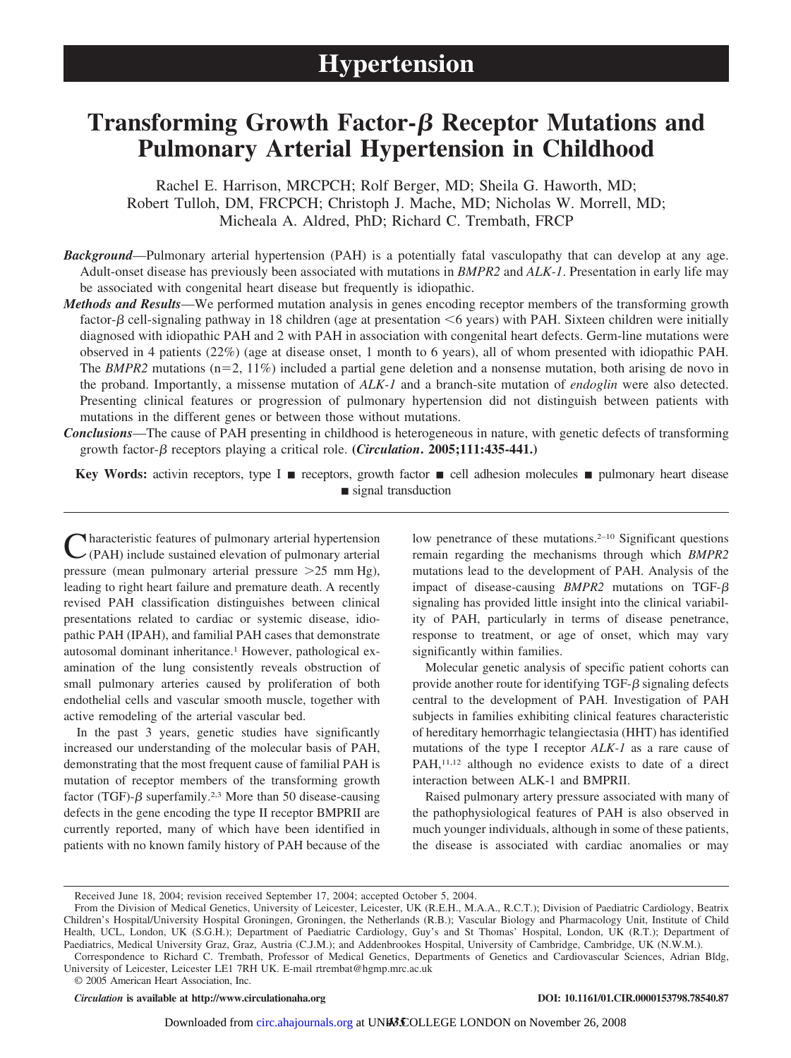# Hypertension

# Transforming Growth Factor-β Receptor Mutations and Pulmonary Arterial Hypertension in Childhood

Rachel E. Harrison, MRCPCH; Rolf Berger, MD; Sheila G. Haworth, MD; Robert Tulloh, DM, FRCPCH; Christoph J. Mache, MD; Nicholas W. Morrell, MD; Micheala A. Aldred, PhD; Richard C. Trembath, FRCP

***Background***—Pulmonary arterial hypertension (PAH) is a potentially fatal vasculopathy that can develop at any age. Adult-onset disease has previously been associated with mutations in *BMPR2* and *ALK-1*. Presentation in early life may be associated with congenital heart disease but frequently is idiopathic.

***Methods and Results***—We performed mutation analysis in genes encoding receptor members of the transforming growth factor-β cell-signaling pathway in 18 children (age at presentation <6 years) with PAH. Sixteen children were initially diagnosed with idiopathic PAH and 2 with PAH in association with congenital heart defects. Germ-line mutations were observed in 4 patients (22%) (age at disease onset, 1 month to 6 years), all of whom presented with idiopathic PAH. The *BMPR2* mutations (n=2, 11%) included a partial gene deletion and a nonsense mutation, both arising de novo in the proband. Importantly, a missense mutation of *ALK-1* and a branch-site mutation of *endoglin* were also detected. Presenting clinical features or progression of pulmonary hypertension did not distinguish between patients with mutations in the different genes or between those without mutations.

***Conclusions***—The cause of PAH presenting in childhood is heterogeneous in nature, with genetic defects of transforming growth factor-β receptors playing a critical role. (***Circulation*. 2005;111:435-441.**)

**Key Words:** activin receptors, type I ■ receptors, growth factor ■ cell adhesion molecules ■ pulmonary heart disease ■ signal transduction

Characteristic features of pulmonary arterial hypertension (PAH) include sustained elevation of pulmonary arterial pressure (mean pulmonary arterial pressure >25 mm Hg), leading to right heart failure and premature death. A recently revised PAH classification distinguishes between clinical presentations related to cardiac or systemic disease, idiopathic PAH (IPAH), and familial PAH cases that demonstrate autosomal dominant inheritance.[1] However, pathological examination of the lung consistently reveals obstruction of small pulmonary arteries caused by proliferation of both endothelial cells and vascular smooth muscle, together with active remodeling of the arterial vascular bed.

In the past 3 years, genetic studies have significantly increased our understanding of the molecular basis of PAH, demonstrating that the most frequent cause of familial PAH is mutation of receptor members of the transforming growth factor (TGF)-β superfamily.[2,3] More than 50 disease-causing defects in the gene encoding the type II receptor BMPRII are currently reported, many of which have been identified in patients with no known family history of PAH because of the low penetrance of these mutations.[2–10] Significant questions remain regarding the mechanisms through which *BMPR2* mutations lead to the development of PAH. Analysis of the impact of disease-causing *BMPR2* mutations on TGF-β signaling has provided little insight into the clinical variability of PAH, particularly in terms of disease penetrance, response to treatment, or age of onset, which may vary significantly within families.

Molecular genetic analysis of specific patient cohorts can provide another route for identifying TGF-β signaling defects central to the development of PAH. Investigation of PAH subjects in families exhibiting clinical features characteristic of hereditary hemorrhagic telangiectasia (HHT) has identified mutations of the type I receptor *ALK-1* as a rare cause of PAH,[11,12] although no evidence exists to date of a direct interaction between ALK-1 and BMPRII.

Raised pulmonary artery pressure associated with many of the pathophysiological features of PAH is also observed in much younger individuals, although in some of these patients, the disease is associated with cardiac anomalies or may

Received June 18, 2004; revision received September 17, 2004; accepted October 5, 2004.

From the Division of Medical Genetics, University of Leicester, Leicester, UK (R.E.H., M.A.A., R.C.T.); Division of Paediatric Cardiology, Beatrix Children's Hospital/University Hospital Groningen, Groningen, the Netherlands (R.B.); Vascular Biology and Pharmacology Unit, Institute of Child Health, UCL, London, UK (S.G.H.); Department of Paediatric Cardiology, Guy's and St Thomas' Hospital, London, UK (R.T.); Department of Paediatrics, Medical University Graz, Graz, Austria (C.J.M.); and Addenbrookes Hospital, University of Cambridge, Cambridge, UK (N.W.M.).

Correspondence to Richard C. Trembath, Professor of Medical Genetics, Departments of Genetics and Cardiovascular Sciences, Adrian Bldg, University of Leicester, Leicester LE1 7RH UK. E-mail rtrembat@hgmp.mrc.ac.uk

© 2005 American Heart Association, Inc.

*Circulation* **is available at http://www.circulationaha.org** **DOI: 10.1161/01.CIR.0000153798.78540.87**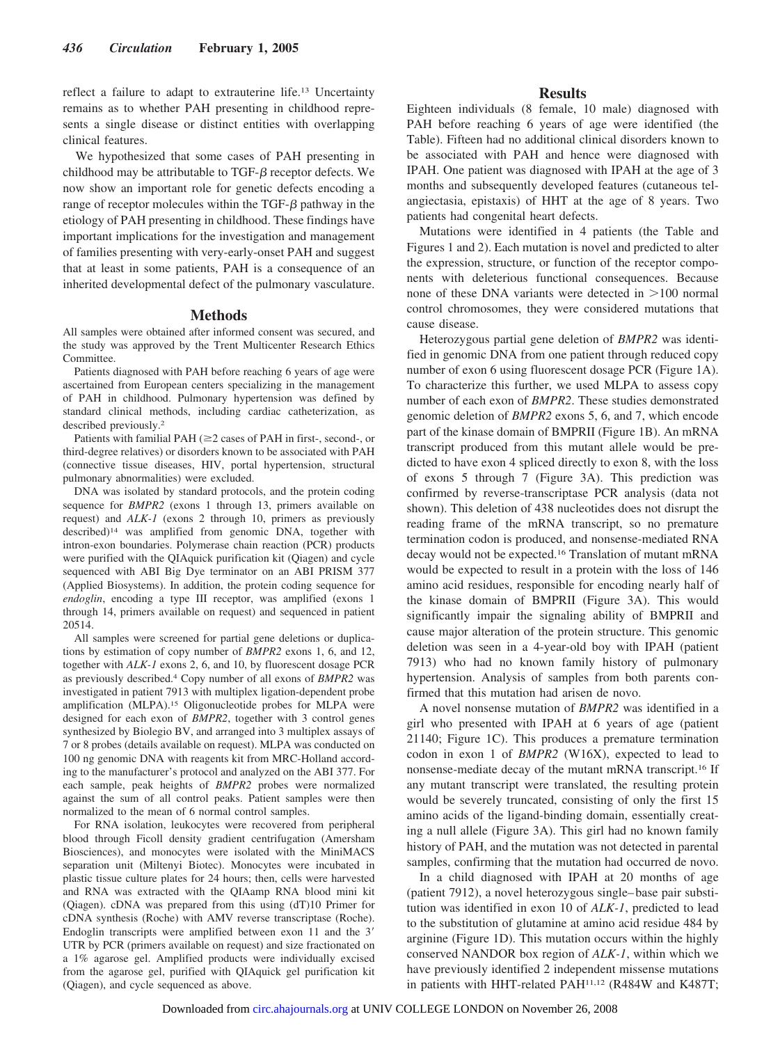reflect a failure to adapt to extrauterine life.[13] Uncertainty remains as to whether PAH presenting in childhood represents a single disease or distinct entities with overlapping clinical features.

We hypothesized that some cases of PAH presenting in childhood may be attributable to TGF-$\beta$ receptor defects. We now show an important role for genetic defects encoding a range of receptor molecules within the TGF-$\beta$ pathway in the etiology of PAH presenting in childhood. These findings have important implications for the investigation and management of families presenting with very-early-onset PAH and suggest that at least in some patients, PAH is a consequence of an inherited developmental defect of the pulmonary vasculature.

## Methods

All samples were obtained after informed consent was secured, and the study was approved by the Trent Multicenter Research Ethics Committee.

Patients diagnosed with PAH before reaching 6 years of age were ascertained from European centers specializing in the management of PAH in childhood. Pulmonary hypertension was defined by standard clinical methods, including cardiac catheterization, as described previously.[2]

Patients with familial PAH ($\geq$2 cases of PAH in first-, second-, or third-degree relatives) or disorders known to be associated with PAH (connective tissue diseases, HIV, portal hypertension, structural pulmonary abnormalities) were excluded.

DNA was isolated by standard protocols, and the protein coding sequence for *BMPR2* (exons 1 through 13, primers available on request) and *ALK-1* (exons 2 through 10, primers as previously described)[14] was amplified from genomic DNA, together with intron-exon boundaries. Polymerase chain reaction (PCR) products were purified with the QIAquick purification kit (Qiagen) and cycle sequenced with ABI Big Dye terminator on an ABI PRISM 377 (Applied Biosystems). In addition, the protein coding sequence for *endoglin*, encoding a type III receptor, was amplified (exons 1 through 14, primers available on request) and sequenced in patient 20514.

All samples were screened for partial gene deletions or duplications by estimation of copy number of *BMPR2* exons 1, 6, and 12, together with *ALK-1* exons 2, 6, and 10, by fluorescent dosage PCR as previously described.[4] Copy number of all exons of *BMPR2* was investigated in patient 7913 with multiplex ligation-dependent probe amplification (MLPA).[15] Oligonucleotide probes for MLPA were designed for each exon of *BMPR2*, together with 3 control genes synthesized by Biolegio BV, and arranged into 3 multiplex assays of 7 or 8 probes (details available on request). MLPA was conducted on 100 ng genomic DNA with reagents kit from MRC-Holland according to the manufacturer's protocol and analyzed on the ABI 377. For each sample, peak heights of *BMPR2* probes were normalized against the sum of all control peaks. Patient samples were then normalized to the mean of 6 normal control samples.

For RNA isolation, leukocytes were recovered from peripheral blood through Ficoll density gradient centrifugation (Amersham Biosciences), and monocytes were isolated with the MiniMACS separation unit (Miltenyi Biotec). Monocytes were incubated in plastic tissue culture plates for 24 hours; then, cells were harvested and RNA was extracted with the QIAamp RNA blood mini kit (Qiagen). cDNA was prepared from this using (dT)10 Primer for cDNA synthesis (Roche) with AMV reverse transcriptase (Roche). Endoglin transcripts were amplified between exon 11 and the 3′ UTR by PCR (primers available on request) and size fractionated on a 1% agarose gel. Amplified products were individually excised from the agarose gel, purified with QIAquick gel purification kit (Qiagen), and cycle sequenced as above.

## Results

Eighteen individuals (8 female, 10 male) diagnosed with PAH before reaching 6 years of age were identified (the Table). Fifteen had no additional clinical disorders known to be associated with PAH and hence were diagnosed with IPAH. One patient was diagnosed with IPAH at the age of 3 months and subsequently developed features (cutaneous telangiectasia, epistaxis) of HHT at the age of 8 years. Two patients had congenital heart defects.

Mutations were identified in 4 patients (the Table and Figures 1 and 2). Each mutation is novel and predicted to alter the expression, structure, or function of the receptor components with deleterious functional consequences. Because none of these DNA variants were detected in >100 normal control chromosomes, they were considered mutations that cause disease.

Heterozygous partial gene deletion of *BMPR2* was identified in genomic DNA from one patient through reduced copy number of exon 6 using fluorescent dosage PCR (Figure 1A). To characterize this further, we used MLPA to assess copy number of each exon of *BMPR2*. These studies demonstrated genomic deletion of *BMPR2* exons 5, 6, and 7, which encode part of the kinase domain of BMPRII (Figure 1B). An mRNA transcript produced from this mutant allele would be predicted to have exon 4 spliced directly to exon 8, with the loss of exons 5 through 7 (Figure 3A). This prediction was confirmed by reverse-transcriptase PCR analysis (data not shown). This deletion of 438 nucleotides does not disrupt the reading frame of the mRNA transcript, so no premature termination codon is produced, and nonsense-mediated RNA decay would not be expected.[16] Translation of mutant mRNA would be expected to result in a protein with the loss of 146 amino acid residues, responsible for encoding nearly half of the kinase domain of BMPRII (Figure 3A). This would significantly impair the signaling ability of BMPRII and cause major alteration of the protein structure. This genomic deletion was seen in a 4-year-old boy with IPAH (patient 7913) who had no known family history of pulmonary hypertension. Analysis of samples from both parents confirmed that this mutation had arisen de novo.

A novel nonsense mutation of *BMPR2* was identified in a girl who presented with IPAH at 6 years of age (patient 21140; Figure 1C). This produces a premature termination codon in exon 1 of *BMPR2* (W16X), expected to lead to nonsense-mediate decay of the mutant mRNA transcript.[16] If any mutant transcript were translated, the resulting protein would be severely truncated, consisting of only the first 15 amino acids of the ligand-binding domain, essentially creating a null allele (Figure 3A). This girl had no known family history of PAH, and the mutation was not detected in parental samples, confirming that the mutation had occurred de novo.

In a child diagnosed with IPAH at 20 months of age (patient 7912), a novel heterozygous single–base pair substitution was identified in exon 10 of *ALK-1*, predicted to lead to the substitution of glutamine at amino acid residue 484 by arginine (Figure 1D). This mutation occurs within the highly conserved NANDOR box region of *ALK-1*, within which we have previously identified 2 independent missense mutations in patients with HHT-related PAH[11,12] (R484W and K487T;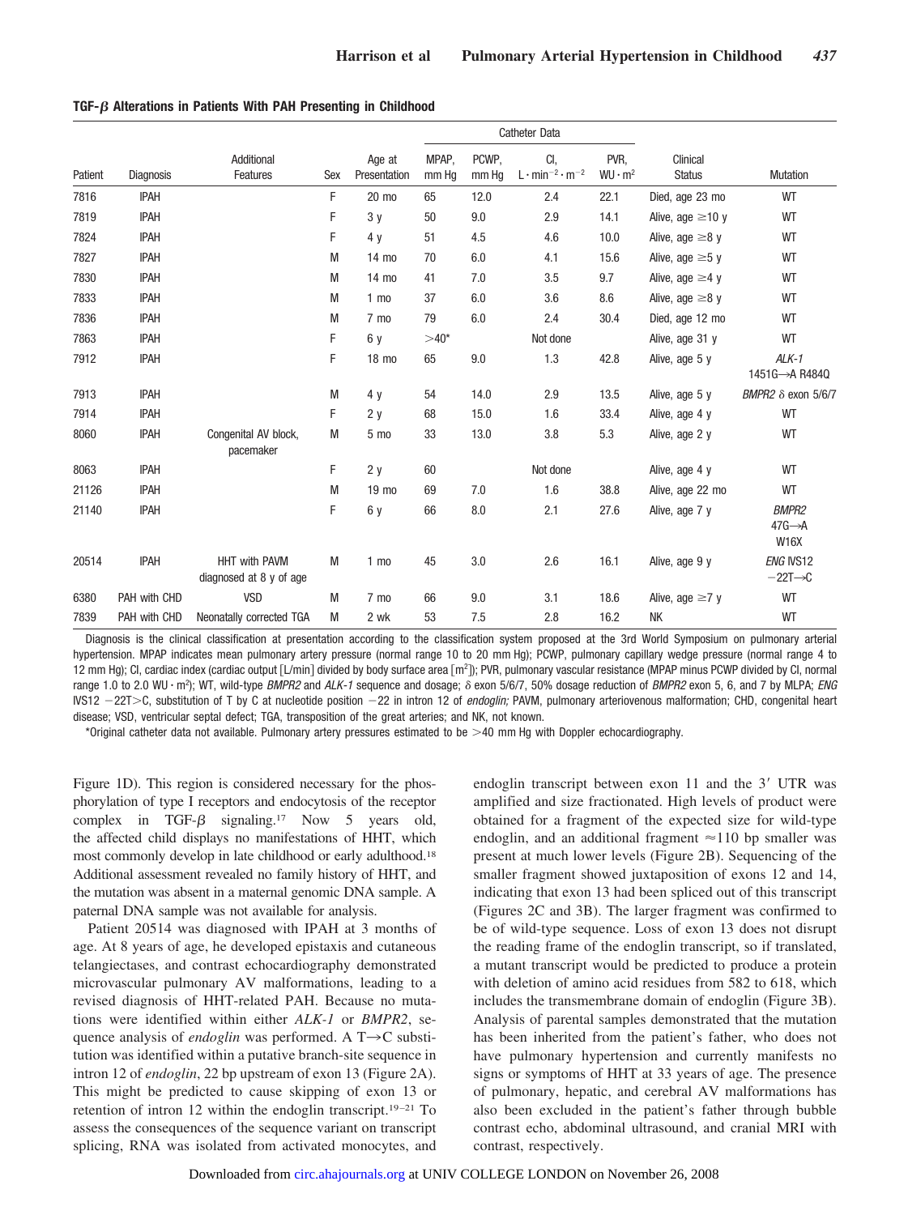**TGF-β Alterations in Patients With PAH Presenting in Childhood**

| | | | | | Catheter Data | | | | | |
|---|---|---|---|---|---|---|---|---|---|---|
| Patient | Diagnosis | Additional Features | Sex | Age at Presentation | MPAP, mm Hg | PCWP, mm Hg | CI, $L \cdot min^{-2} \cdot m^{-2}$ | PVR, $WU \cdot m^2$ | Clinical Status | Mutation |
| 7816 | IPAH | | F | 20 mo | 65 | 12.0 | 2.4 | 22.1 | Died, age 23 mo | WT |
| 7819 | IPAH | | F | 3 y | 50 | 9.0 | 2.9 | 14.1 | Alive, age ≥10 y | WT |
| 7824 | IPAH | | F | 4 y | 51 | 4.5 | 4.6 | 10.0 | Alive, age ≥8 y | WT |
| 7827 | IPAH | | M | 14 mo | 70 | 6.0 | 4.1 | 15.6 | Alive, age ≥5 y | WT |
| 7830 | IPAH | | M | 14 mo | 41 | 7.0 | 3.5 | 9.7 | Alive, age ≥4 y | WT |
| 7833 | IPAH | | M | 1 mo | 37 | 6.0 | 3.6 | 8.6 | Alive, age ≥8 y | WT |
| 7836 | IPAH | | M | 7 mo | 79 | 6.0 | 2.4 | 30.4 | Died, age 12 mo | WT |
| 7863 | IPAH | | F | 6 y | >40* | | Not done | | Alive, age 31 y | WT |
| 7912 | IPAH | | F | 18 mo | 65 | 9.0 | 1.3 | 42.8 | Alive, age 5 y | *ALK-1* 1451G→A R484Q |
| 7913 | IPAH | | M | 4 y | 54 | 14.0 | 2.9 | 13.5 | Alive, age 5 y | *BMPR2* δ exon 5/6/7 |
| 7914 | IPAH | | F | 2 y | 68 | 15.0 | 1.6 | 33.4 | Alive, age 4 y | WT |
| 8060 | IPAH | Congenital AV block, pacemaker | M | 5 mo | 33 | 13.0 | 3.8 | 5.3 | Alive, age 2 y | WT |
| 8063 | IPAH | | F | 2 y | 60 | | Not done | | Alive, age 4 y | WT |
| 21126 | IPAH | | M | 19 mo | 69 | 7.0 | 1.6 | 38.8 | Alive, age 22 mo | WT |
| 21140 | IPAH | | F | 6 y | 66 | 8.0 | 2.1 | 27.6 | Alive, age 7 y | *BMPR2* 47G→A W16X |
| 20514 | IPAH | HHT with PAVM diagnosed at 8 y of age | M | 1 mo | 45 | 3.0 | 2.6 | 16.1 | Alive, age 9 y | *ENG* IVS12 −22T→C |
| 6380 | PAH with CHD | VSD | M | 7 mo | 66 | 9.0 | 3.1 | 18.6 | Alive, age ≥7 y | WT |
| 7839 | PAH with CHD | Neonatally corrected TGA | M | 2 wk | 53 | 7.5 | 2.8 | 16.2 | NK | WT |

Diagnosis is the clinical classification at presentation according to the classification system proposed at the 3rd World Symposium on pulmonary arterial hypertension. MPAP indicates mean pulmonary artery pressure (normal range 10 to 20 mm Hg); PCWP, pulmonary capillary wedge pressure (normal range 4 to 12 mm Hg); CI, cardiac index (cardiac output [L/min] divided by body surface area [$m^2$]); PVR, pulmonary vascular resistance (MPAP minus PCWP divided by CI, normal range 1.0 to 2.0 $WU \cdot m^2$); WT, wild-type *BMPR2* and *ALK-1* sequence and dosage; δ exon 5/6/7, 50% dosage reduction of *BMPR2* exon 5, 6, and 7 by MLPA; *ENG* IVS12 −22T>C, substitution of T by C at nucleotide position −22 in intron 12 of *endoglin;* PAVM, pulmonary arteriovenous malformation; CHD, congenital heart disease; VSD, ventricular septal defect; TGA, transposition of the great arteries; and NK, not known.

*Original catheter data not available. Pulmonary artery pressures estimated to be >40 mm Hg with Doppler echocardiography.

Figure 1D). This region is considered necessary for the phosphorylation of type I receptors and endocytosis of the receptor complex in TGF-β signaling.[17] Now 5 years old, the affected child displays no manifestations of HHT, which most commonly develop in late childhood or early adulthood.[18] Additional assessment revealed no family history of HHT, and the mutation was absent in a maternal genomic DNA sample. A paternal DNA sample was not available for analysis.

Patient 20514 was diagnosed with IPAH at 3 months of age. At 8 years of age, he developed epistaxis and cutaneous telangiectases, and contrast echocardiography demonstrated microvascular pulmonary AV malformations, leading to a revised diagnosis of HHT-related PAH. Because no mutations were identified within either *ALK-1* or *BMPR2*, sequence analysis of *endoglin* was performed. A T→C substitution was identified within a putative branch-site sequence in intron 12 of *endoglin*, 22 bp upstream of exon 13 (Figure 2A). This might be predicted to cause skipping of exon 13 or retention of intron 12 within the endoglin transcript.[19–21] To assess the consequences of the sequence variant on transcript splicing, RNA was isolated from activated monocytes, and endoglin transcript between exon 11 and the 3′ UTR was amplified and size fractionated. High levels of product were obtained for a fragment of the expected size for wild-type endoglin, and an additional fragment ≈110 bp smaller was present at much lower levels (Figure 2B). Sequencing of the smaller fragment showed juxtaposition of exons 12 and 14, indicating that exon 13 had been spliced out of this transcript (Figures 2C and 3B). The larger fragment was confirmed to be of wild-type sequence. Loss of exon 13 does not disrupt the reading frame of the endoglin transcript, so if translated, a mutant transcript would be predicted to produce a protein with deletion of amino acid residues from 582 to 618, which includes the transmembrane domain of endoglin (Figure 3B). Analysis of parental samples demonstrated that the mutation has been inherited from the patient's father, who does not have pulmonary hypertension and currently manifests no signs or symptoms of HHT at 33 years of age. The presence of pulmonary, hepatic, and cerebral AV malformations has also been excluded in the patient's father through bubble contrast echo, abdominal ultrasound, and cranial MRI with contrast, respectively.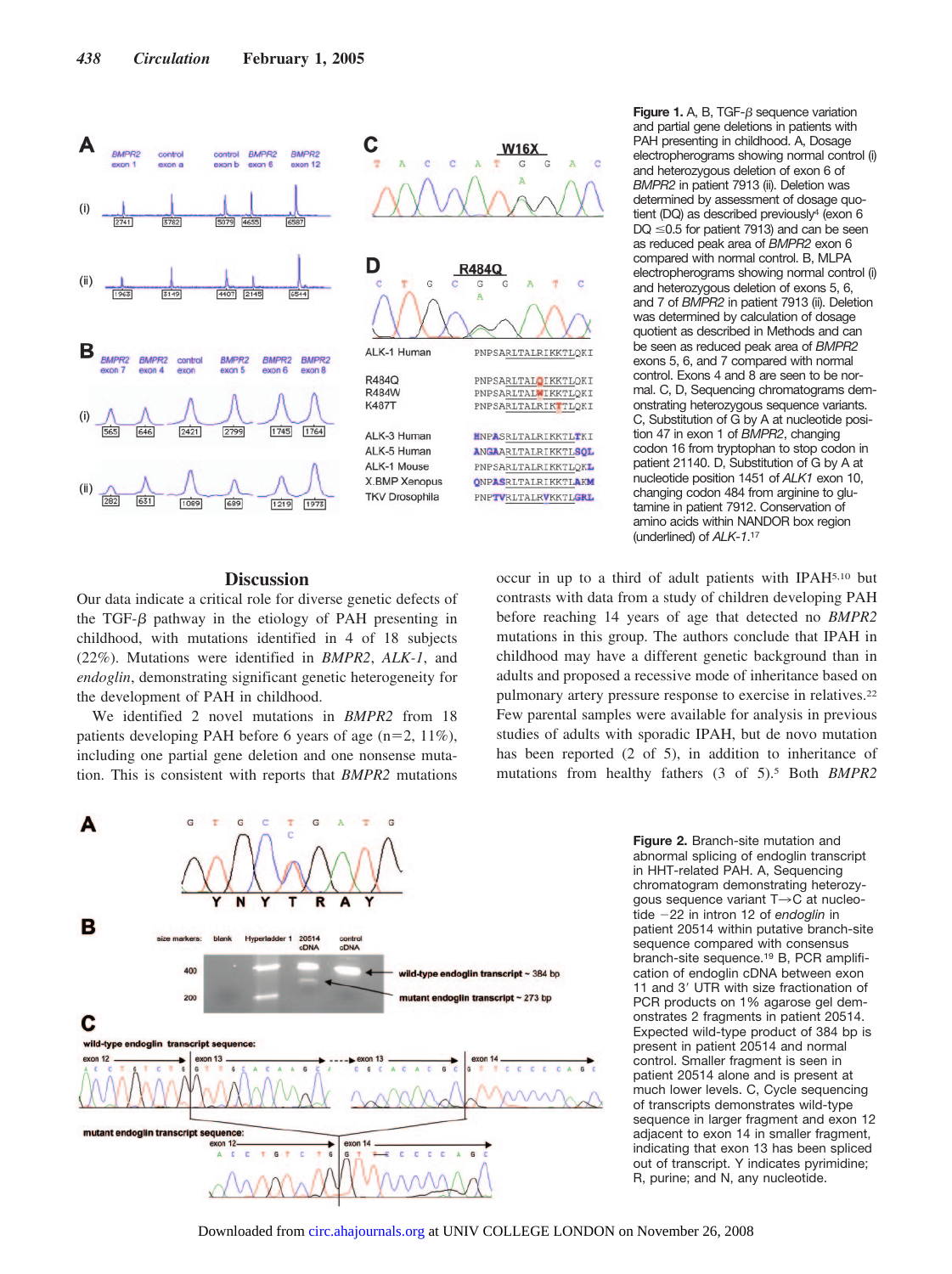A
BMPR2 exon 1
control exon a
control exon b
BMPR2 exon 6
BMPR2 exon 12
(i)
2741
3782
5079
4655
6587
(ii)
1963
3149
4407
2145
6514

B
BMPR2 exon 7
BMPR2 exon 4
control exon
BMPR2 exon 5
BMPR2 exon 6
BMPR2 exon 8
(i)
565
646
2421
2799
1745
1764
(ii)
282
631
1089
689
1219
1973

C
W16X
T A C C A T G G A C
A

D
R484Q
C T G C G G A T C
A

ALK-1 Human PNPSARLTALRIKKTLQKI

R484Q PNPSARLTALQIKKTLQKI
R484W PNPSARLTALWIKKTLQKI
K487T PNPSARLTALRIKTTLQKI

ALK-3 Human HNPASRLTALRIKKTLTKI
ALK-5 Human ANGAARLTALRIKKTLSQL
ALK-1 Mouse PNPSARLTALRIKKTLQKL
X.BMP Xenopus QNPASRLTALRIKKTLAKM
TKV Drosophila PNPTVRLTALRVKKTLGRL

**Figure 1.** A, B, TGF-β sequence variation and partial gene deletions in patients with PAH presenting in childhood. A, Dosage electropherograms showing normal control (i) and heterozygous deletion of exon 6 of *BMPR2* in patient 7913 (ii). Deletion was determined by assessment of dosage quotient (DQ) as described previously[4] (exon 6 DQ ≤0.5 for patient 7913) and can be seen as reduced peak area of *BMPR2* exon 6 compared with normal control. B, MLPA electropherograms showing normal control (i) and heterozygous deletion of exons 5, 6, and 7 of *BMPR2* in patient 7913 (ii). Deletion was determined by calculation of dosage quotient as described in Methods and can be seen as reduced peak area of *BMPR2* exons 5, 6, and 7 compared with normal control. Exons 4 and 8 are seen to be normal. C, D, Sequencing chromatograms demonstrating heterozygous sequence variants. C, Substitution of G by A at nucleotide position 47 in exon 1 of *BMPR2*, changing codon 16 from tryptophan to stop codon in patient 21140. D, Substitution of G by A at nucleotide position 1451 of *ALK1* exon 10, changing codon 484 from arginine to glutamine in patient 7912. Conservation of amino acids within NANDOR box region (underlined) of *ALK-1*.[17]

## Discussion

Our data indicate a critical role for diverse genetic defects of the TGF-β pathway in the etiology of PAH presenting in childhood, with mutations identified in 4 of 18 subjects (22%). Mutations were identified in *BMPR2*, *ALK-1*, and *endoglin*, demonstrating significant genetic heterogeneity for the development of PAH in childhood.

We identified 2 novel mutations in *BMPR2* from 18 patients developing PAH before 6 years of age (n=2, 11%), including one partial gene deletion and one nonsense mutation. This is consistent with reports that *BMPR2* mutations occur in up to a third of adult patients with IPAH[5,10] but contrasts with data from a study of children developing PAH before reaching 14 years of age that detected no *BMPR2* mutations in this group. The authors conclude that IPAH in childhood may have a different genetic background than in adults and proposed a recessive mode of inheritance based on pulmonary artery pressure response to exercise in relatives.[22] Few parental samples were available for analysis in previous studies of adults with sporadic IPAH, but de novo mutation has been reported (2 of 5), in addition to inheritance of mutations from healthy fathers (3 of 5).[5] Both *BMPR2*

A
G T G C T G A T G
C
Y N Y T R A Y

B
size markers: blank Hyperladder 1 20514 cDNA control cDNA
400
200
wild-type endoglin transcript ~ 384 bp
mutant endoglin transcript ~ 273 bp

C
wild-type endoglin transcript sequence:
exon 12 exon 13 exon 13 exon 14
mutant endoglin transcript sequence:
exon 12 exon 14

**Figure 2.** Branch-site mutation and abnormal splicing of endoglin transcript in HHT-related PAH. A, Sequencing chromatogram demonstrating heterozygous sequence variant T→C at nucleotide −22 in intron 12 of *endoglin* in patient 20514 within putative branch-site sequence compared with consensus branch-site sequence.[19] B, PCR amplification of endoglin cDNA between exon 11 and 3′ UTR with size fractionation of PCR products on 1% agarose gel demonstrates 2 fragments in patient 20514. Expected wild-type product of 384 bp is present in patient 20514 and normal control. Smaller fragment is seen in patient 20514 alone and is present at much lower levels. C, Cycle sequencing of transcripts demonstrates wild-type sequence in larger fragment and exon 12 adjacent to exon 14 in smaller fragment, indicating that exon 13 has been spliced out of transcript. Y indicates pyrimidine; R, purine; and N, any nucleotide.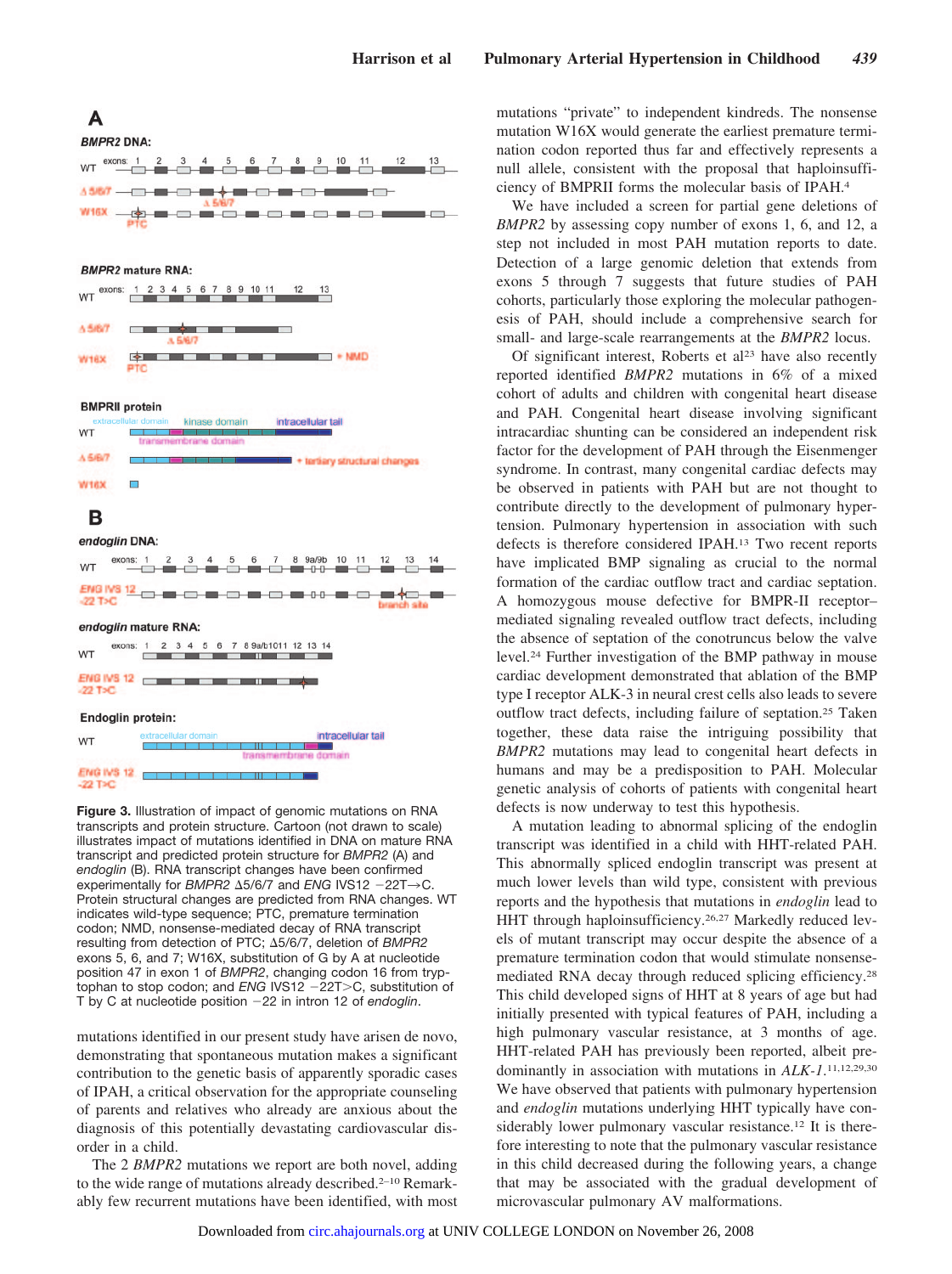A

*BMPR2* DNA:

exons: 1 2 3 4 5 6 7 8 9 10 11 12 13

WT

Δ5/6/7

W16X

Δ5/6/7

PTC

*BMPR2* mature RNA:

exons: 1 2 3 4 5 6 7 8 9 10 11 12 13

WT

Δ5/6/7

W16X

Δ5/6/7

PTC

→ NMD

BMPRII protein

extracellular domain

kinase domain

intracellular tail

transmembrane domain

WT

Δ5/6/7

→ tertiary structural changes

W16X

B

*endoglin* DNA:

exons: 1 2 3 4 5 6 7 8 9a/9b 10 11 12 13 14

WT

ENG IVS 12 -22 T>C

branch site

*endoglin* mature RNA:

exons: 1 2 3 4 5 6 7 8 9a/b 10 11 12 13 14

WT

ENG IVS 12 -22 T>C

Endoglin protein:

extracellular domain

intracellular tail

transmembrane domain

WT

ENG IVS 12 -22 T>C

**Figure 3.** Illustration of impact of genomic mutations on RNA transcripts and protein structure. Cartoon (not drawn to scale) illustrates impact of mutations identified in DNA on mature RNA transcript and predicted protein structure for *BMPR2* (A) and *endoglin* (B). RNA transcript changes have been confirmed experimentally for *BMPR2* Δ5/6/7 and *ENG* IVS12 −22T→C. Protein structural changes are predicted from RNA changes. WT indicates wild-type sequence; PTC, premature termination codon; NMD, nonsense-mediated decay of RNA transcript resulting from detection of PTC; Δ5/6/7, deletion of *BMPR2* exons 5, 6, and 7; W16X, substitution of G by A at nucleotide position 47 in exon 1 of *BMPR2*, changing codon 16 from tryptophan to stop codon; and *ENG* IVS12 −22T>C, substitution of T by C at nucleotide position −22 in intron 12 of *endoglin*.

mutations identified in our present study have arisen de novo, demonstrating that spontaneous mutation makes a significant contribution to the genetic basis of apparently sporadic cases of IPAH, a critical observation for the appropriate counseling of parents and relatives who already are anxious about the diagnosis of this potentially devastating cardiovascular disorder in a child.

The 2 *BMPR2* mutations we report are both novel, adding to the wide range of mutations already described.[2–10] Remarkably few recurrent mutations have been identified, with most mutations "private" to independent kindreds. The nonsense mutation W16X would generate the earliest premature termination codon reported thus far and effectively represents a null allele, consistent with the proposal that haploinsufficiency of BMPRII forms the molecular basis of IPAH.[4]

We have included a screen for partial gene deletions of *BMPR2* by assessing copy number of exons 1, 6, and 12, a step not included in most PAH mutation reports to date. Detection of a large genomic deletion that extends from exons 5 through 7 suggests that future studies of PAH cohorts, particularly those exploring the molecular pathogenesis of PAH, should include a comprehensive search for small- and large-scale rearrangements at the *BMPR2* locus.

Of significant interest, Roberts et al[23] have also recently reported identified *BMPR2* mutations in 6% of a mixed cohort of adults and children with congenital heart disease and PAH. Congenital heart disease involving significant intracardiac shunting can be considered an independent risk factor for the development of PAH through the Eisenmenger syndrome. In contrast, many congenital cardiac defects may be observed in patients with PAH but are not thought to contribute directly to the development of pulmonary hypertension. Pulmonary hypertension in association with such defects is therefore considered IPAH.[13] Two recent reports have implicated BMP signaling as crucial to the normal formation of the cardiac outflow tract and cardiac septation. A homozygous mouse defective for BMPR-II receptor–mediated signaling revealed outflow tract defects, including the absence of septation of the conotruncus below the valve level.[24] Further investigation of the BMP pathway in mouse cardiac development demonstrated that ablation of the BMP type I receptor ALK-3 in neural crest cells also leads to severe outflow tract defects, including failure of septation.[25] Taken together, these data raise the intriguing possibility that *BMPR2* mutations may lead to congenital heart defects in humans and may be a predisposition to PAH. Molecular genetic analysis of cohorts of patients with congenital heart defects is now underway to test this hypothesis.

A mutation leading to abnormal splicing of the endoglin transcript was identified in a child with HHT-related PAH. This abnormally spliced endoglin transcript was present at much lower levels than wild type, consistent with previous reports and the hypothesis that mutations in *endoglin* lead to HHT through haploinsufficiency.[26,27] Markedly reduced levels of mutant transcript may occur despite the absence of a premature termination codon that would stimulate nonsense-mediated RNA decay through reduced splicing efficiency.[28] This child developed signs of HHT at 8 years of age but had initially presented with typical features of PAH, including a high pulmonary vascular resistance, at 3 months of age. HHT-related PAH has previously been reported, albeit predominantly in association with mutations in *ALK-1*.[11,12,29,30] We have observed that patients with pulmonary hypertension and *endoglin* mutations underlying HHT typically have considerably lower pulmonary vascular resistance.[12] It is therefore interesting to note that the pulmonary vascular resistance in this child decreased during the following years, a change that may be associated with the gradual development of microvascular pulmonary AV malformations.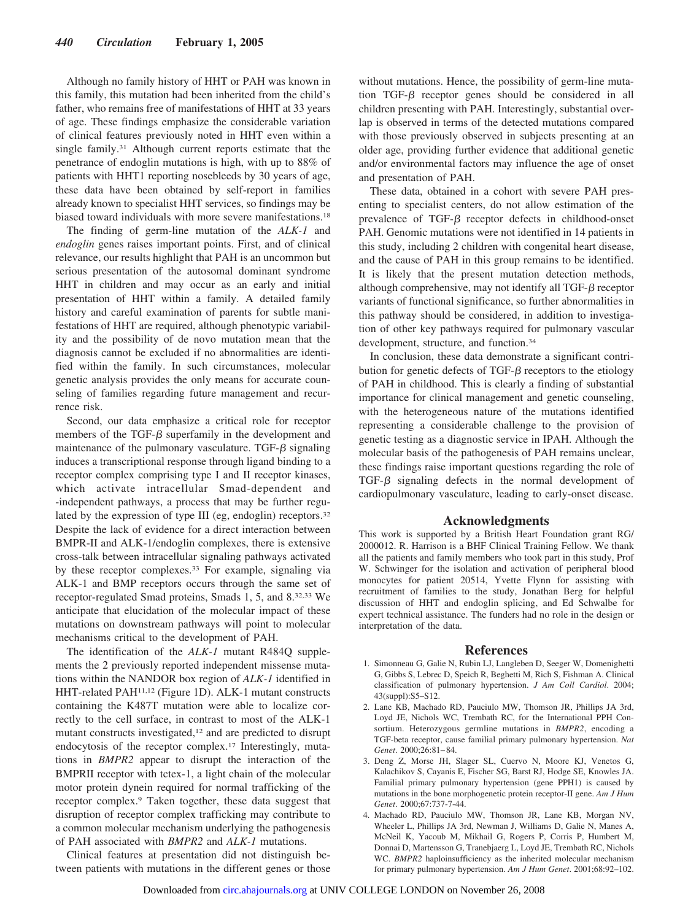Although no family history of HHT or PAH was known in this family, this mutation had been inherited from the child's father, who remains free of manifestations of HHT at 33 years of age. These findings emphasize the considerable variation of clinical features previously noted in HHT even within a single family.[31] Although current reports estimate that the penetrance of endoglin mutations is high, with up to 88% of patients with HHT1 reporting nosebleeds by 30 years of age, these data have been obtained by self-report in families already known to specialist HHT services, so findings may be biased toward individuals with more severe manifestations.[18]

The finding of germ-line mutation of the *ALK-1* and *endoglin* genes raises important points. First, and of clinical relevance, our results highlight that PAH is an uncommon but serious presentation of the autosomal dominant syndrome HHT in children and may occur as an early and initial presentation of HHT within a family. A detailed family history and careful examination of parents for subtle manifestations of HHT are required, although phenotypic variability and the possibility of de novo mutation mean that the diagnosis cannot be excluded if no abnormalities are identified within the family. In such circumstances, molecular genetic analysis provides the only means for accurate counseling of families regarding future management and recurrence risk.

Second, our data emphasize a critical role for receptor members of the TGF-β superfamily in the development and maintenance of the pulmonary vasculature. TGF-β signaling induces a transcriptional response through ligand binding to a receptor complex comprising type I and II receptor kinases, which activate intracellular Smad-dependent and -independent pathways, a process that may be further regulated by the expression of type III (eg, endoglin) receptors.[32] Despite the lack of evidence for a direct interaction between BMPR-II and ALK-1/endoglin complexes, there is extensive cross-talk between intracellular signaling pathways activated by these receptor complexes.[33] For example, signaling via ALK-1 and BMP receptors occurs through the same set of receptor-regulated Smad proteins, Smads 1, 5, and 8.[32,33] We anticipate that elucidation of the molecular impact of these mutations on downstream pathways will point to molecular mechanisms critical to the development of PAH.

The identification of the *ALK-1* mutant R484Q supplements the 2 previously reported independent missense mutations within the NANDOR box region of *ALK-1* identified in HHT-related PAH[11,12] (Figure 1D). ALK-1 mutant constructs containing the K487T mutation were able to localize correctly to the cell surface, in contrast to most of the ALK-1 mutant constructs investigated,[12] and are predicted to disrupt endocytosis of the receptor complex.[17] Interestingly, mutations in *BMPR2* appear to disrupt the interaction of the BMPRII receptor with tctex-1, a light chain of the molecular motor protein dynein required for normal trafficking of the receptor complex.[9] Taken together, these data suggest that disruption of receptor complex trafficking may contribute to a common molecular mechanism underlying the pathogenesis of PAH associated with *BMPR2* and *ALK-1* mutations.

Clinical features at presentation did not distinguish between patients with mutations in the different genes or those without mutations. Hence, the possibility of germ-line mutation TGF-β receptor genes should be considered in all children presenting with PAH. Interestingly, substantial overlap is observed in terms of the detected mutations compared with those previously observed in subjects presenting at an older age, providing further evidence that additional genetic and/or environmental factors may influence the age of onset and presentation of PAH.

These data, obtained in a cohort with severe PAH presenting to specialist centers, do not allow estimation of the prevalence of TGF-β receptor defects in childhood-onset PAH. Genomic mutations were not identified in 14 patients in this study, including 2 children with congenital heart disease, and the cause of PAH in this group remains to be identified. It is likely that the present mutation detection methods, although comprehensive, may not identify all TGF-β receptor variants of functional significance, so further abnormalities in this pathway should be considered, in addition to investigation of other key pathways required for pulmonary vascular development, structure, and function.[34]

In conclusion, these data demonstrate a significant contribution for genetic defects of TGF-β receptors to the etiology of PAH in childhood. This is clearly a finding of substantial importance for clinical management and genetic counseling, with the heterogeneous nature of the mutations identified representing a considerable challenge to the provision of genetic testing as a diagnostic service in IPAH. Although the molecular basis of the pathogenesis of PAH remains unclear, these findings raise important questions regarding the role of TGF-β signaling defects in the normal development of cardiopulmonary vasculature, leading to early-onset disease.

## Acknowledgments

This work is supported by a British Heart Foundation grant RG/2000012. R. Harrison is a BHF Clinical Training Fellow. We thank all the patients and family members who took part in this study, Prof W. Schwinger for the isolation and activation of peripheral blood monocytes for patient 20514, Yvette Flynn for assisting with recruitment of families to the study, Jonathan Berg for helpful discussion of HHT and endoglin splicing, and Ed Schwalbe for expert technical assistance. The funders had no role in the design or interpretation of the data.

## References

1. Simonneau G, Galie N, Rubin LJ, Langleben D, Seeger W, Domenighetti G, Gibbs S, Lebrec D, Speich R, Beghetti M, Rich S, Fishman A. Clinical classification of pulmonary hypertension. *J Am Coll Cardiol*. 2004;43(suppl):S5–S12.
2. Lane KB, Machado RD, Pauciulo MW, Thomson JR, Phillips JA 3rd, Loyd JE, Nichols WC, Trembath RC, for the International PPH Consortium. Heterozygous germline mutations in *BMPR2*, encoding a TGF-beta receptor, cause familial primary pulmonary hypertension. *Nat Genet*. 2000;26:81–84.
3. Deng Z, Morse JH, Slager SL, Cuervo N, Moore KJ, Venetos G, Kalachikov S, Cayanis E, Fischer SG, Barst RJ, Hodge SE, Knowles JA. Familial primary pulmonary hypertension (gene PPH1) is caused by mutations in the bone morphogenetic protein receptor-II gene. *Am J Hum Genet*. 2000;67:737-7-44.
4. Machado RD, Pauciulo MW, Thomson JR, Lane KB, Morgan NV, Wheeler L, Phillips JA 3rd, Newman J, Williams D, Galie N, Manes A, McNeil K, Yacoub M, Mikhail G, Rogers P, Corris P, Humbert M, Donnai D, Martensson G, Tranebjaerg L, Loyd JE, Trembath RC, Nichols WC. *BMPR2* haploinsufficiency as the inherited molecular mechanism for primary pulmonary hypertension. *Am J Hum Genet*. 2001;68:92–102.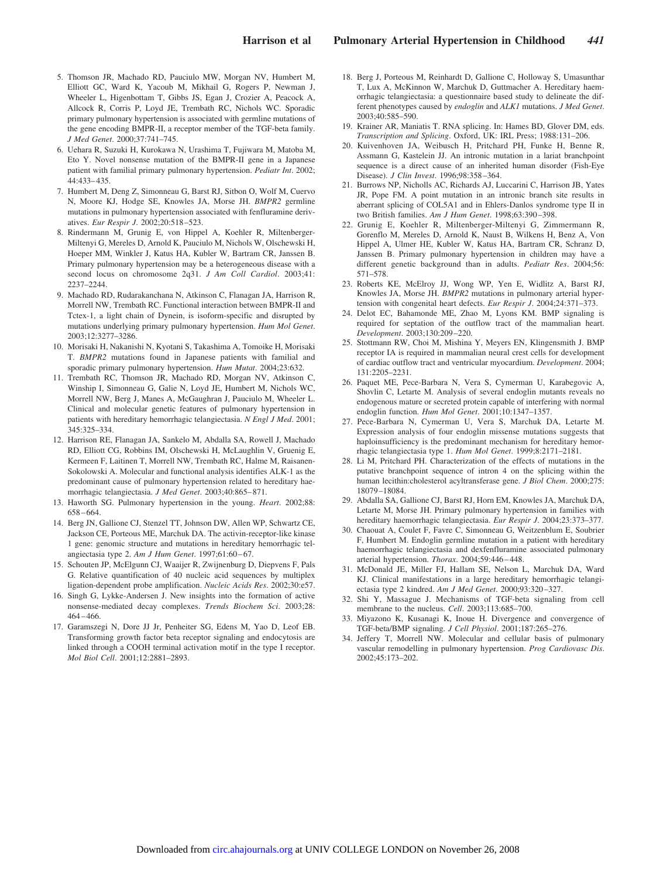5. Thomson JR, Machado RD, Pauciulo MW, Morgan NV, Humbert M, Elliott GC, Ward K, Yacoub M, Mikhail G, Rogers P, Newman J, Wheeler L, Higenbottam T, Gibbs JS, Egan J, Crozier A, Peacock A, Allcock R, Corris P, Loyd JE, Trembath RC, Nichols WC. Sporadic primary pulmonary hypertension is associated with germline mutations of the gene encoding BMPR-II, a receptor member of the TGF-beta family. *J Med Genet*. 2000;37:741–745.
6. Uehara R, Suzuki H, Kurokawa N, Urashima T, Fujiwara M, Matoba M, Eto Y. Novel nonsense mutation of the BMPR-II gene in a Japanese patient with familial primary pulmonary hypertension. *Pediatr Int*. 2002; 44:433–435.
7. Humbert M, Deng Z, Simonneau G, Barst RJ, Sitbon O, Wolf M, Cuervo N, Moore KJ, Hodge SE, Knowles JA, Morse JH. *BMPR2* germline mutations in pulmonary hypertension associated with fenfluramine derivatives. *Eur Respir J*. 2002;20:518–523.
8. Rindermann M, Grunig E, von Hippel A, Koehler R, Miltenberger-Miltenyi G, Mereles D, Arnold K, Pauciulo M, Nichols W, Olschewski H, Hoeper MM, Winkler J, Katus HA, Kubler W, Bartram CR, Janssen B. Primary pulmonary hypertension may be a heterogeneous disease with a second locus on chromosome 2q31. *J Am Coll Cardiol*. 2003;41: 2237–2244.
9. Machado RD, Rudarakanchana N, Atkinson C, Flanagan JA, Harrison R, Morrell NW, Trembath RC. Functional interaction between BMPR-II and Tctex-1, a light chain of Dynein, is isoform-specific and disrupted by mutations underlying primary pulmonary hypertension. *Hum Mol Genet*. 2003;12:3277–3286.
10. Morisaki H, Nakanishi N, Kyotani S, Takashima A, Tomoike H, Morisaki T. *BMPR2* mutations found in Japanese patients with familial and sporadic primary pulmonary hypertension. *Hum Mutat*. 2004;23:632.
11. Trembath RC, Thomson JR, Machado RD, Morgan NV, Atkinson C, Winship I, Simonneau G, Galie N, Loyd JE, Humbert M, Nichols WC, Morrell NW, Berg J, Manes A, McGaughran J, Pauciulo M, Wheeler L. Clinical and molecular genetic features of pulmonary hypertension in patients with hereditary hemorrhagic telangiectasia. *N Engl J Med*. 2001; 345:325–334.
12. Harrison RE, Flanagan JA, Sankelo M, Abdalla SA, Rowell J, Machado RD, Elliott CG, Robbins IM, Olschewski H, McLaughlin V, Gruenig E, Kermeen F, Laitinen T, Morrell NW, Trembath RC, Halme M, Raisanen-Sokolowski A. Molecular and functional analysis identifies ALK-1 as the predominant cause of pulmonary hypertension related to hereditary haemorrhagic telangiectasia. *J Med Genet*. 2003;40:865–871.
13. Haworth SG. Pulmonary hypertension in the young. *Heart*. 2002;88: 658–664.
14. Berg JN, Gallione CJ, Stenzel TT, Johnson DW, Allen WP, Schwartz CE, Jackson CE, Porteous ME, Marchuk DA. The activin-receptor-like kinase 1 gene: genomic structure and mutations in hereditary hemorrhagic telangiectasia type 2. *Am J Hum Genet*. 1997;61:60–67.
15. Schouten JP, McElgunn CJ, Waaijer R, Zwijnenburg D, Diepvens F, Pals G. Relative quantification of 40 nucleic acid sequences by multiplex ligation-dependent probe amplification. *Nucleic Acids Res*. 2002;30:e57.
16. Singh G, Lykke-Andersen J. New insights into the formation of active nonsense-mediated decay complexes. *Trends Biochem Sci*. 2003;28: 464–466.
17. Garamszegi N, Dore JJ Jr, Penheiter SG, Edens M, Yao D, Leof EB. Transforming growth factor beta receptor signaling and endocytosis are linked through a COOH terminal activation motif in the type I receptor. *Mol Biol Cell*. 2001;12:2881–2893.
18. Berg J, Porteous M, Reinhardt D, Gallione C, Holloway S, Umasunthar T, Lux A, McKinnon W, Marchuk D, Guttmacher A. Hereditary haemorrhagic telangiectasia: a questionnaire based study to delineate the different phenotypes caused by *endoglin* and *ALK1* mutations. *J Med Genet*. 2003;40:585–590.
19. Krainer AR, Maniatis T. RNA splicing. In: Hames BD, Glover DM, eds. *Transcription and Splicing*. Oxford, UK: IRL Press; 1988:131–206.
20. Kuivenhoven JA, Weibusch H, Pritchard PH, Funke H, Benne R, Assmann G, Kastelein JJ. An intronic mutation in a lariat branchpoint sequence is a direct cause of an inherited human disorder (Fish-Eye Disease). *J Clin Invest*. 1996;98:358–364.
21. Burrows NP, Nicholls AC, Richards AJ, Luccarini C, Harrison JB, Yates JR, Pope FM. A point mutation in an intronic branch site results in aberrant splicing of COL5A1 and in Ehlers-Danlos syndrome type II in two British families. *Am J Hum Genet*. 1998;63:390–398.
22. Grunig E, Koehler R, Miltenberger-Miltenyi G, Zimmermann R, Gorenflo M, Mereles D, Arnold K, Naust B, Wilkens H, Benz A, Von Hippel A, Ulmer HE, Kubler W, Katus HA, Bartram CR, Schranz D, Janssen B. Primary pulmonary hypertension in children may have a different genetic background than in adults. *Pediatr Res*. 2004;56: 571–578.
23. Roberts KE, McElroy JJ, Wong WP, Yen E, Widlitz A, Barst RJ, Knowles JA, Morse JH. *BMPR2* mutations in pulmonary arterial hypertension with congenital heart defects. *Eur Respir J*. 2004;24:371–373.
24. Delot EC, Bahamonde ME, Zhao M, Lyons KM. BMP signaling is required for septation of the outflow tract of the mammalian heart. *Development*. 2003;130:209–220.
25. Stottmann RW, Choi M, Mishina Y, Meyers EN, Klingensmith J. BMP receptor IA is required in mammalian neural crest cells for development of cardiac outflow tract and ventricular myocardium. *Development*. 2004; 131:2205–2231.
26. Paquet ME, Pece-Barbara N, Vera S, Cymerman U, Karabegovic A, Shovlin C, Letarte M. Analysis of several endoglin mutants reveals no endogenous mature or secreted protein capable of interfering with normal endoglin function. *Hum Mol Genet*. 2001;10:1347–1357.
27. Pece-Barbara N, Cymerman U, Vera S, Marchuk DA, Letarte M. Expression analysis of four endoglin missense mutations suggests that haploinsufficiency is the predominant mechanism for hereditary hemorrhagic telangiectasia type 1. *Hum Mol Genet*. 1999;8:2171–2181.
28. Li M, Pritchard PH. Characterization of the effects of mutations in the putative branchpoint sequence of intron 4 on the splicing within the human lecithin:cholesterol acyltransferase gene. *J Biol Chem*. 2000;275: 18079–18084.
29. Abdalla SA, Gallione CJ, Barst RJ, Horn EM, Knowles JA, Marchuk DA, Letarte M, Morse JH. Primary pulmonary hypertension in families with hereditary haemorrhagic telangiectasia. *Eur Respir J*. 2004;23:373–377.
30. Chaouat A, Coulet F, Favre C, Simonneau G, Weitzenblum E, Soubrier F, Humbert M. Endoglin germline mutation in a patient with hereditary haemorrhagic telangiectasia and dexfenfluramine associated pulmonary arterial hypertension. *Thorax*. 2004;59:446–448.
31. McDonald JE, Miller FJ, Hallam SE, Nelson L, Marchuk DA, Ward KJ. Clinical manifestations in a large hereditary hemorrhagic telangiectasia type 2 kindred. *Am J Med Genet*. 2000;93:320–327.
32. Shi Y, Massague J. Mechanisms of TGF-beta signaling from cell membrane to the nucleus. *Cell*. 2003;113:685–700.
33. Miyazono K, Kusanagi K, Inoue H. Divergence and convergence of TGF-beta/BMP signaling. *J Cell Physiol*. 2001;187:265–276.
34. Jeffery T, Morrell NW. Molecular and cellular basis of pulmonary vascular remodelling in pulmonary hypertension. *Prog Cardiovasc Dis*. 2002;45:173–202.